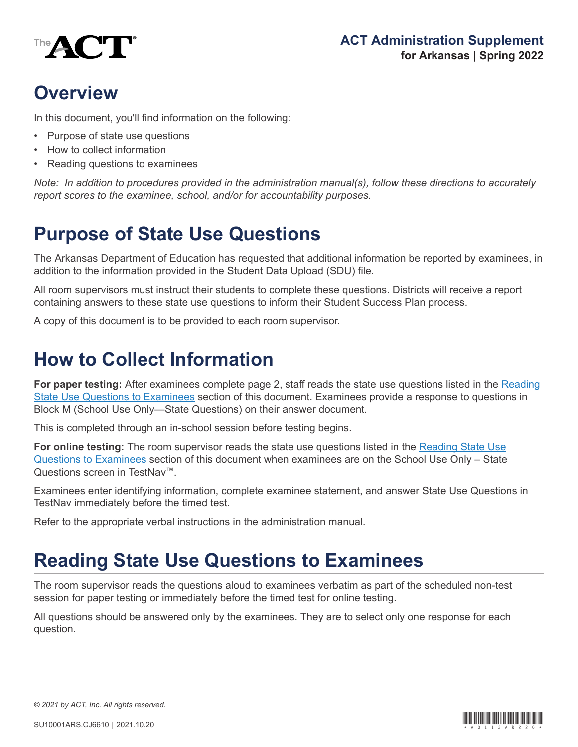# ACT Administration Supplement

**for Arkansas | Spring 2022**

## Overview

In this document, you'll find information on the following:

- Purpose of state use questions
- How to collect information
- Reading questions to examinees

*Note: In addition to procedures provided in the administration manual(s), follow these directions to accurately report scores to the examinee, school, and/or for accountability purposes.*

## Purpose of State Use Questions

The Arkansas Department of Education has requested that additional information be reported by examinees, in addition to the information provided in the Student Data Upload (SDU) file.

All room supervisors must instruct their students to complete these questions. Districts will receive a report containing answers to these state use questions to inform their Student Success Plan process.

A copy of this document is to be provided to each room supervisor.

## How to Collect Information

**For paper testing:** After examinees complete page 2, staff reads the state use questions listed in the Reading State Use Questions to Examinees section of this document. Examinees provide a response to questions in Block M (School Use Only—State Questions) on their answer document.

This is completed through an in-school session before testing begins.

**For online testing:** The room supervisor reads the state use questions listed in the Reading State Use Questions to Examinees section of this document when examinees are on the School Use Only – State Questions screen in TestNav™.

Examinees enter identifying information, complete examinee statement, and answer State Use Questions in TestNav immediately before the timed test.

Refer to the appropriate verbal instructions in the administration manual.

## Reading State Use Questions to Examinees

The room supervisor reads the questions aloud to examinees verbatim as part of the scheduled non-test session for paper testing or immediately before the timed test for online testing.

All questions should be answered only by the examinees. They are to select only one response for each question.

*© 2021 by ACT, Inc. All rights reserved.*

SU10001ARS.CJ6610 | 2021.10.20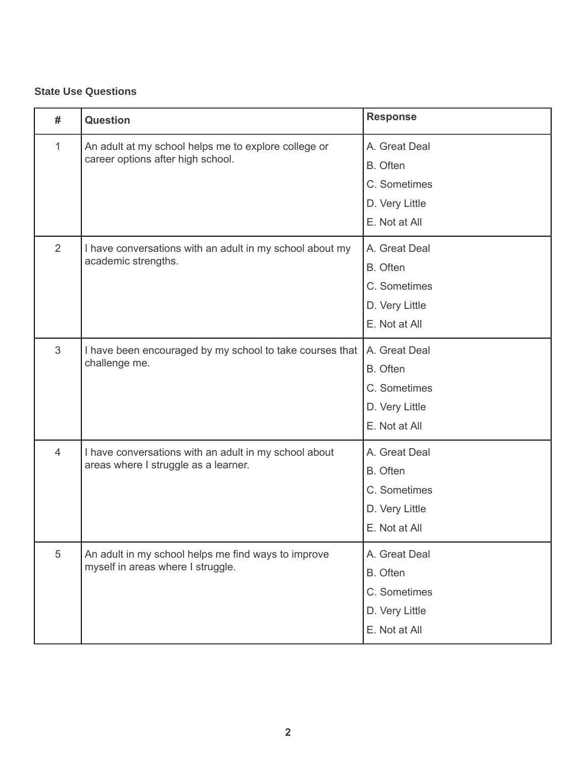### State Use Questions

| # | Question | Response |
|---|---|---|
| 1 | An adult at my school helps me to explore college or career options after high school. | A. Great Deal<br>B. Often<br>C. Sometimes<br>D. Very Little<br>E. Not at All |
| 2 | I have conversations with an adult in my school about my academic strengths. | A. Great Deal<br>B. Often<br>C. Sometimes<br>D. Very Little<br>E. Not at All |
| 3 | I have been encouraged by my school to take courses that challenge me. | A. Great Deal<br>B. Often<br>C. Sometimes<br>D. Very Little<br>E. Not at All |
| 4 | I have conversations with an adult in my school about areas where I struggle as a learner. | A. Great Deal<br>B. Often<br>C. Sometimes<br>D. Very Little<br>E. Not at All |
| 5 | An adult in my school helps me find ways to improve myself in areas where I struggle. | A. Great Deal<br>B. Often<br>C. Sometimes<br>D. Very Little<br>E. Not at All |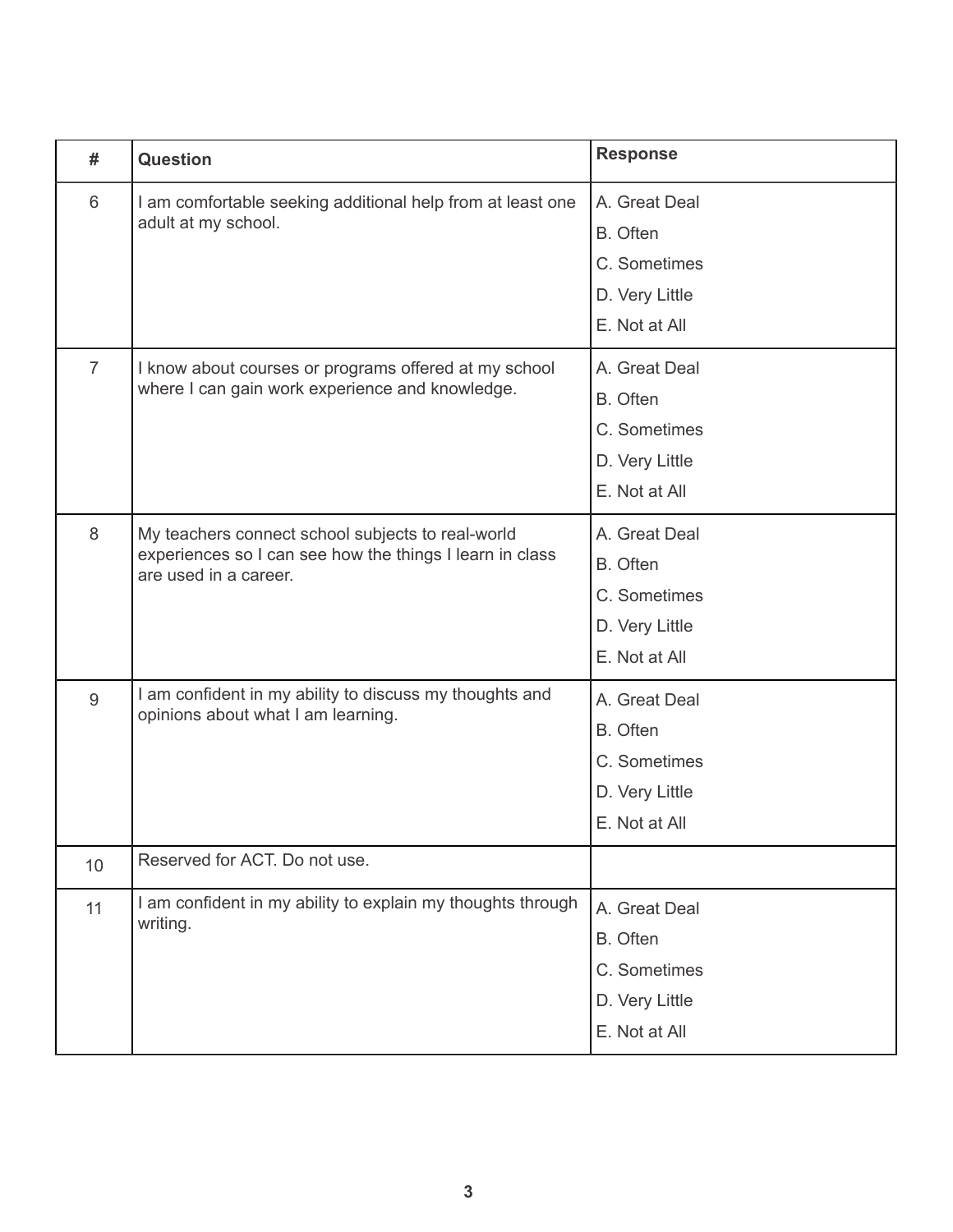| # | Question | Response |
|---|---|---|
| 6 | I am comfortable seeking additional help from at least one adult at my school. | A. Great Deal<br>B. Often<br>C. Sometimes<br>D. Very Little<br>E. Not at All |
| 7 | I know about courses or programs offered at my school where I can gain work experience and knowledge. | A. Great Deal<br>B. Often<br>C. Sometimes<br>D. Very Little<br>E. Not at All |
| 8 | My teachers connect school subjects to real-world experiences so I can see how the things I learn in class are used in a career. | A. Great Deal<br>B. Often<br>C. Sometimes<br>D. Very Little<br>E. Not at All |
| 9 | I am confident in my ability to discuss my thoughts and opinions about what I am learning. | A. Great Deal<br>B. Often<br>C. Sometimes<br>D. Very Little<br>E. Not at All |
| 10 | Reserved for ACT. Do not use. | |
| 11 | I am confident in my ability to explain my thoughts through writing. | A. Great Deal<br>B. Often<br>C. Sometimes<br>D. Very Little<br>E. Not at All |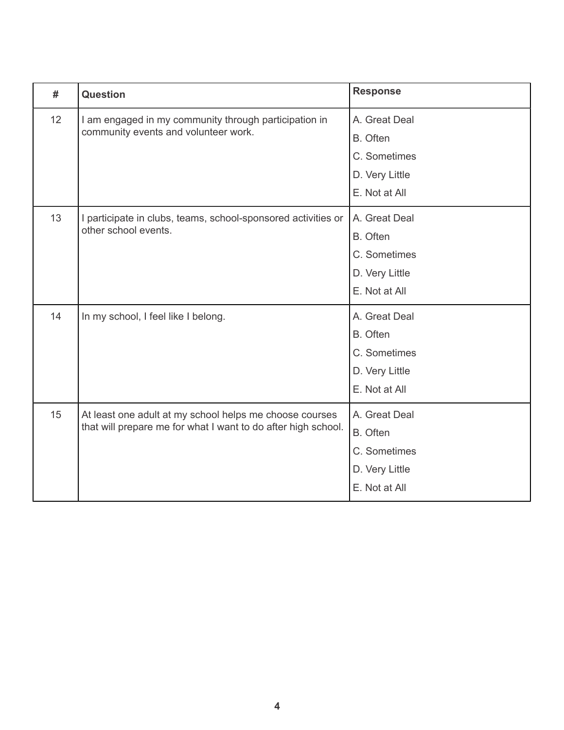| # | Question | Response |
|---|---|---|
| 12 | I am engaged in my community through participation in community events and volunteer work. | A. Great Deal<br>B. Often<br>C. Sometimes<br>D. Very Little<br>E. Not at All |
| 13 | I participate in clubs, teams, school-sponsored activities or other school events. | A. Great Deal<br>B. Often<br>C. Sometimes<br>D. Very Little<br>E. Not at All |
| 14 | In my school, I feel like I belong. | A. Great Deal<br>B. Often<br>C. Sometimes<br>D. Very Little<br>E. Not at All |
| 15 | At least one adult at my school helps me choose courses that will prepare me for what I want to do after high school. | A. Great Deal<br>B. Often<br>C. Sometimes<br>D. Very Little<br>E. Not at All |